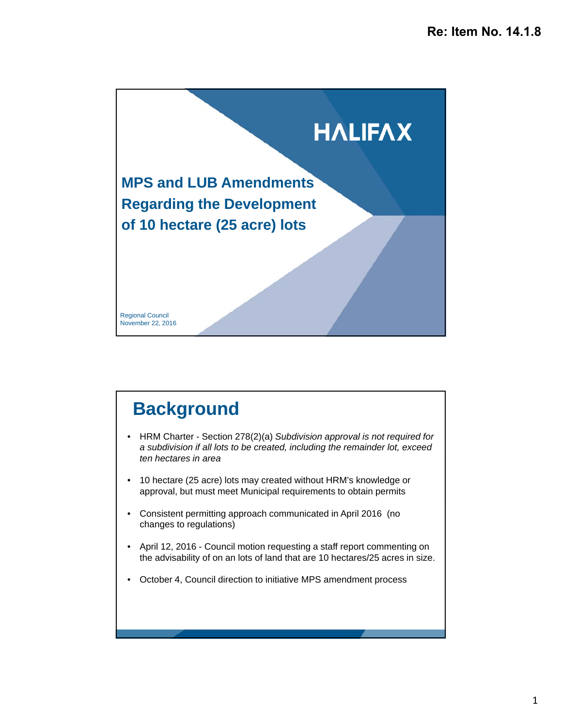Re: Item No. 14.1.8

HALIFAX

# MPS and LUB Amendments Regarding the Development of 10 hectare (25 acre) lots

Regional Council
November 22, 2016

## Background

- HRM Charter - Section 278(2)(a) *Subdivision approval is not required for a subdivision if all lots to be created, including the remainder lot, exceed ten hectares in area*
- 10 hectare (25 acre) lots may created without HRM's knowledge or approval, but must meet Municipal requirements to obtain permits
- Consistent permitting approach communicated in April 2016 (no changes to regulations)
- April 12, 2016 - Council motion requesting a staff report commenting on the advisability of on an lots of land that are 10 hectares/25 acres in size.
- October 4, Council direction to initiative MPS amendment process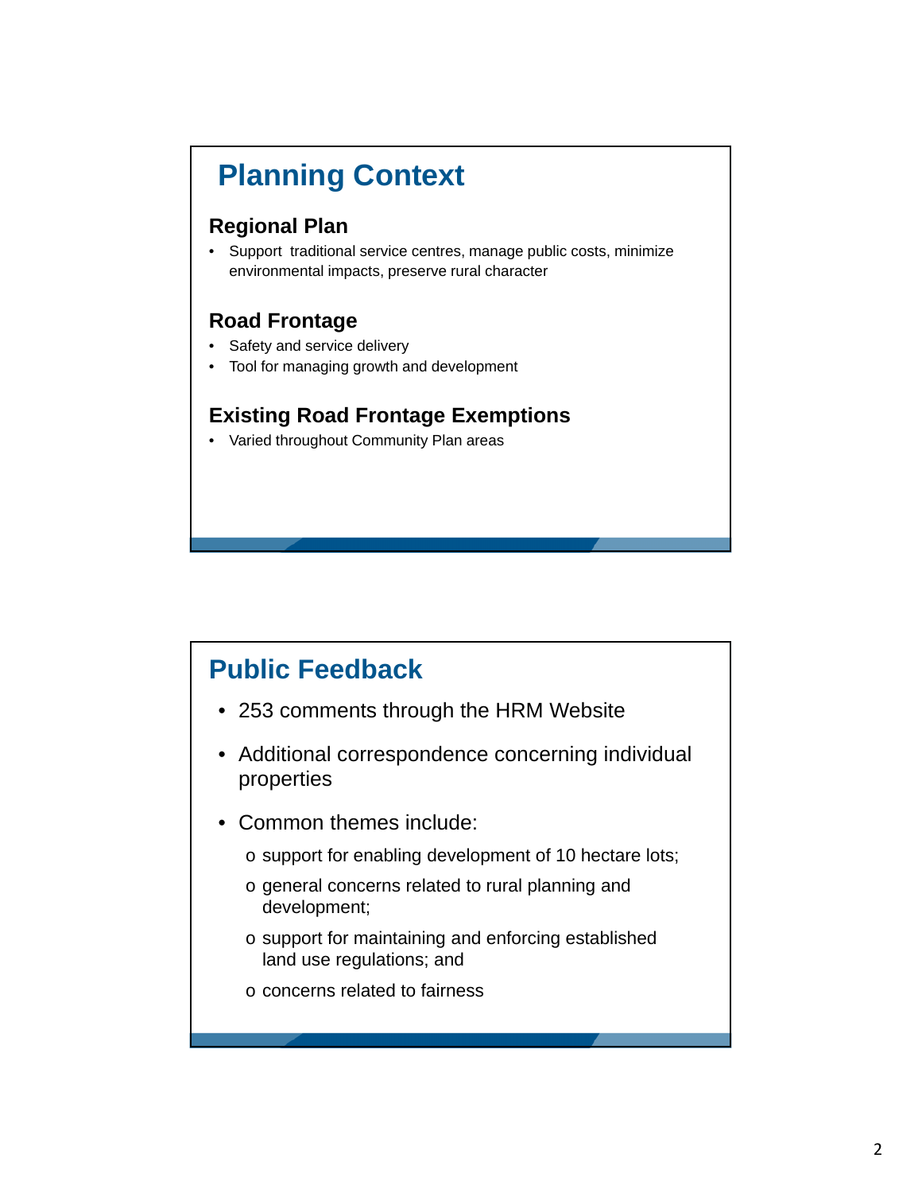# Planning Context

## Regional Plan

- Support traditional service centres, manage public costs, minimize environmental impacts, preserve rural character

## Road Frontage

- Safety and service delivery
- Tool for managing growth and development

## Existing Road Frontage Exemptions

- Varied throughout Community Plan areas

# Public Feedback

- 253 comments through the HRM Website
- Additional correspondence concerning individual properties
- Common themes include:
  - support for enabling development of 10 hectare lots;
  - general concerns related to rural planning and development;
  - support for maintaining and enforcing established land use regulations; and
  - concerns related to fairness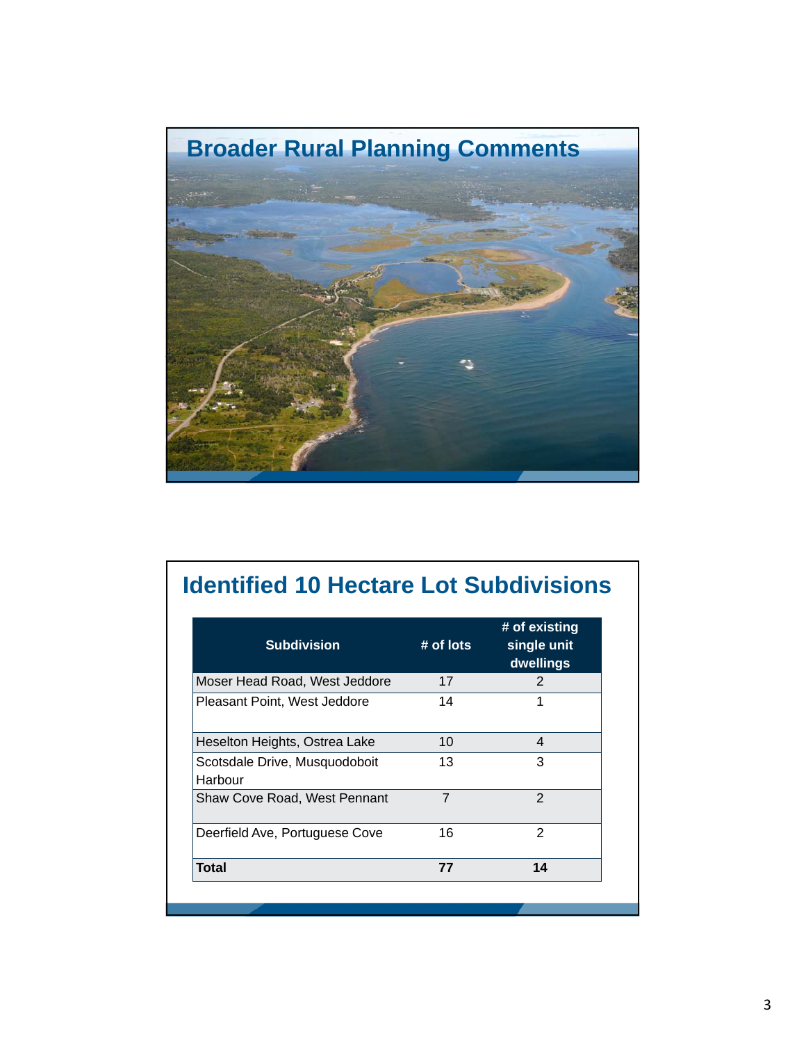# Broader Rural Planning Comments

# Identified 10 Hectare Lot Subdivisions

| Subdivision | # of lots | # of existing single unit dwellings |
|---|---|---|
| Moser Head Road, West Jeddore | 17 | 2 |
| Pleasant Point, West Jeddore | 14 | 1 |
| Heselton Heights, Ostrea Lake | 10 | 4 |
| Scotsdale Drive, Musquodoboit Harbour | 13 | 3 |
| Shaw Cove Road, West Pennant | 7 | 2 |
| Deerfield Ave, Portuguese Cove | 16 | 2 |
| **Total** | **77** | **14** |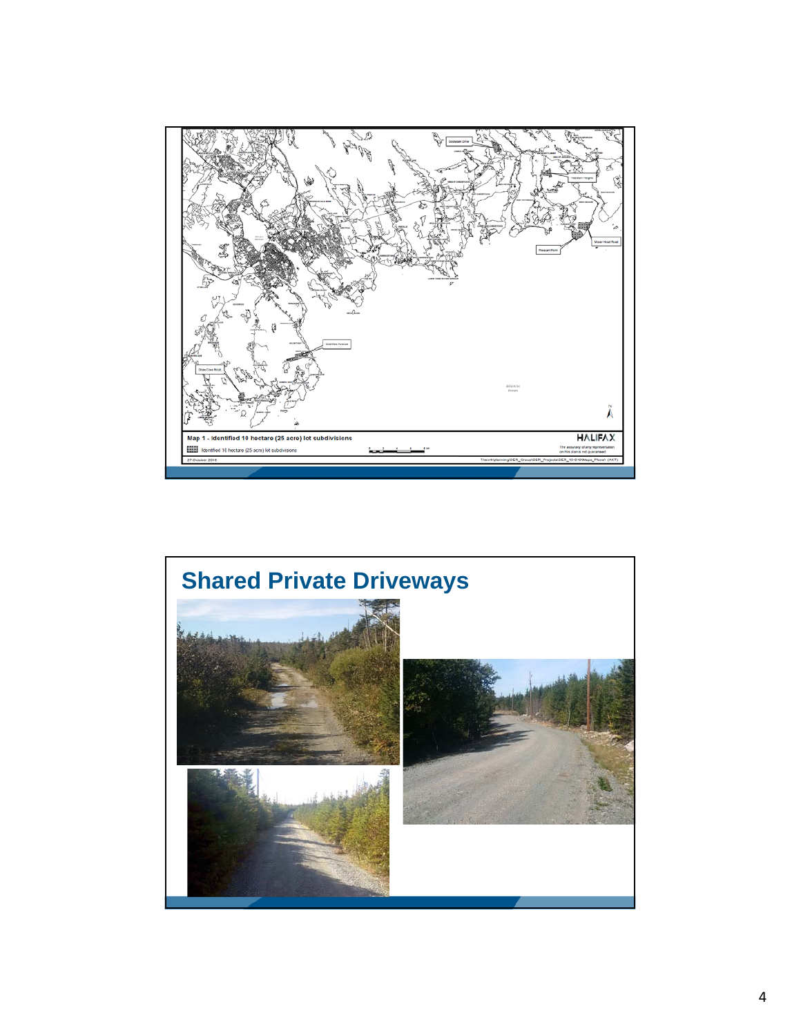Map 1 - Identified 10 hectare (25 acre) lot subdivisions

Identified 10 hectare (25 acre) lot subdivisions

27 October 2016

HALIFAX

The accuracy of any representation on this plan is not guaranteed

## Shared Private Driveways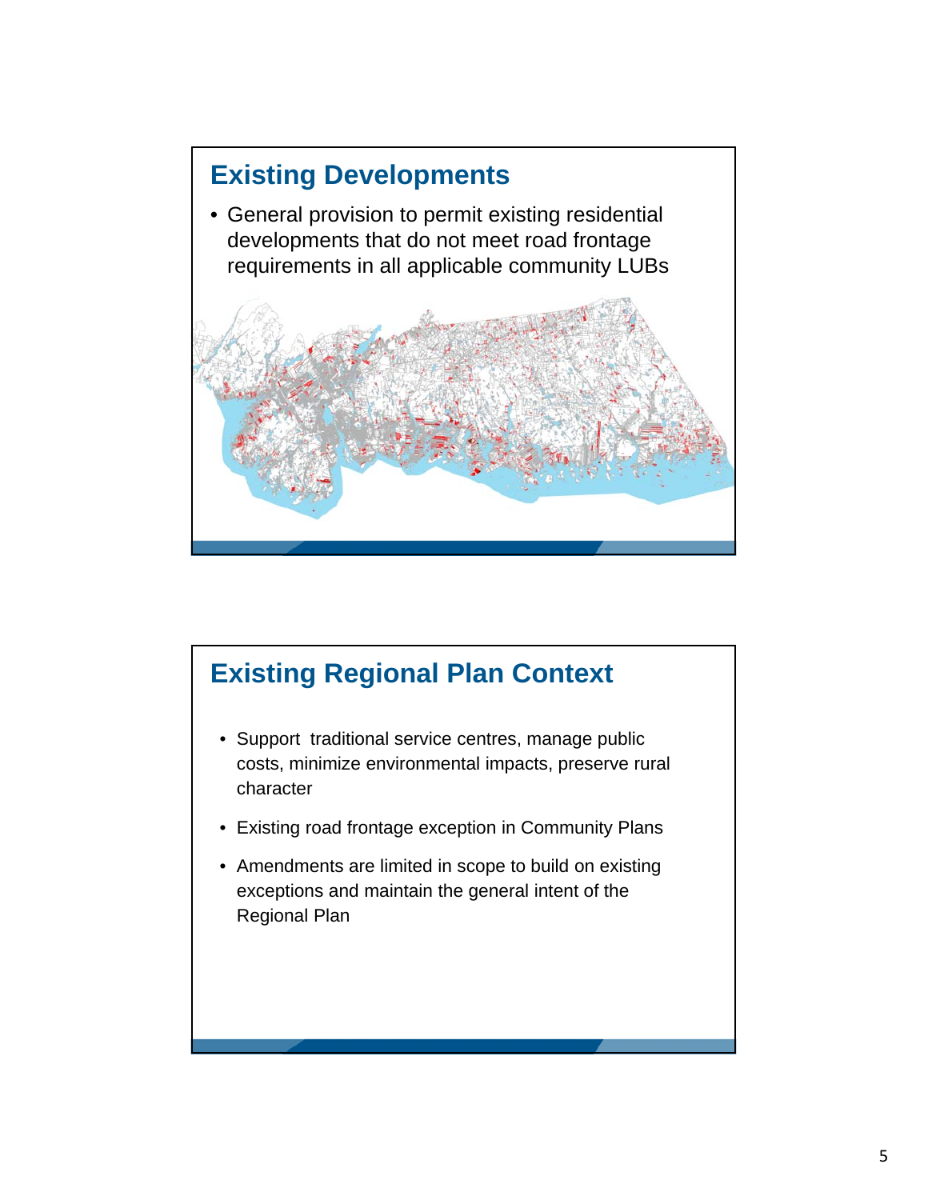## Existing Developments

- General provision to permit existing residential developments that do not meet road frontage requirements in all applicable community LUBs

## Existing Regional Plan Context

- Support traditional service centres, manage public costs, minimize environmental impacts, preserve rural character
- Existing road frontage exception in Community Plans
- Amendments are limited in scope to build on existing exceptions and maintain the general intent of the Regional Plan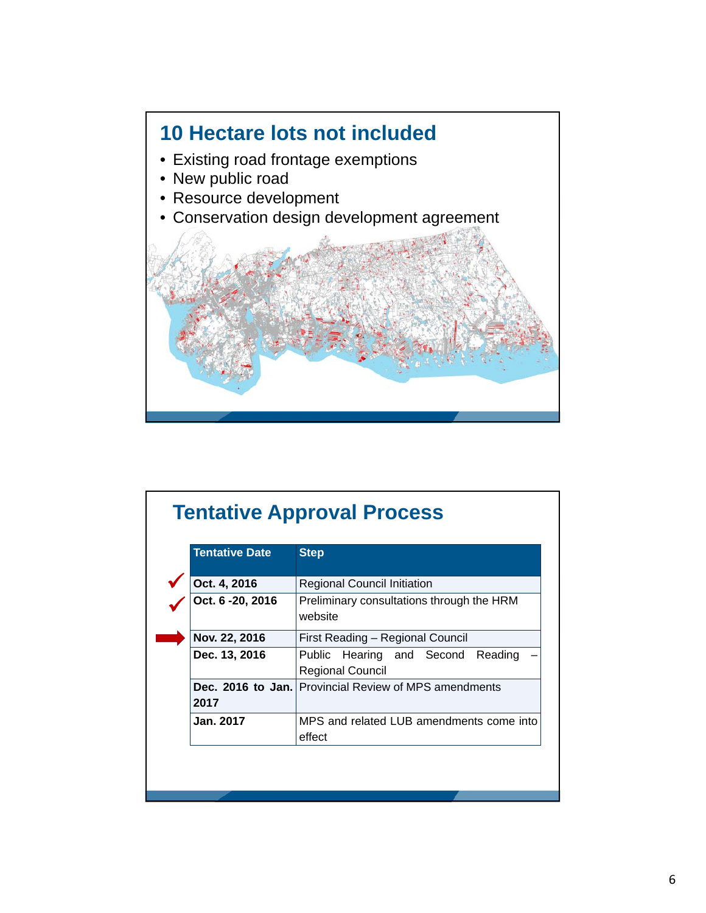## 10 Hectare lots not included

- Existing road frontage exemptions
- New public road
- Resource development
- Conservation design development agreement

## Tentative Approval Process

| Tentative Date | Step |
|---|---|
| Oct. 4, 2016 | Regional Council Initiation |
| Oct. 6 -20, 2016 | Preliminary consultations through the HRM website |
| Nov. 22, 2016 | First Reading – Regional Council |
| Dec. 13, 2016 | Public Hearing and Second Reading – Regional Council |
| Dec. 2016 to Jan. 2017 | Provincial Review of MPS amendments |
| Jan. 2017 | MPS and related LUB amendments come into effect |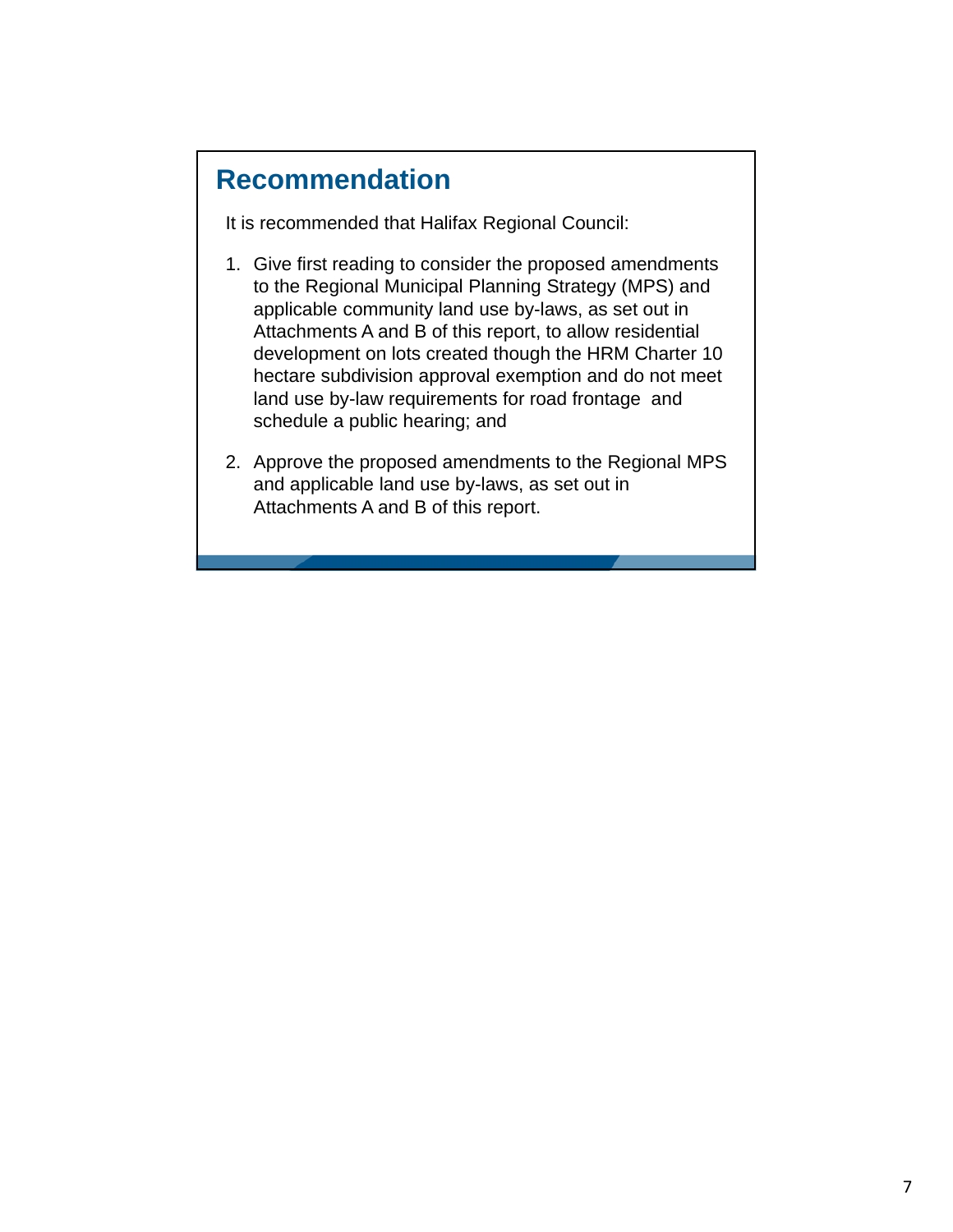## Recommendation

It is recommended that Halifax Regional Council:

1. Give first reading to consider the proposed amendments to the Regional Municipal Planning Strategy (MPS) and applicable community land use by-laws, as set out in Attachments A and B of this report, to allow residential development on lots created though the HRM Charter 10 hectare subdivision approval exemption and do not meet land use by-law requirements for road frontage and schedule a public hearing; and

2. Approve the proposed amendments to the Regional MPS and applicable land use by-laws, as set out in Attachments A and B of this report.